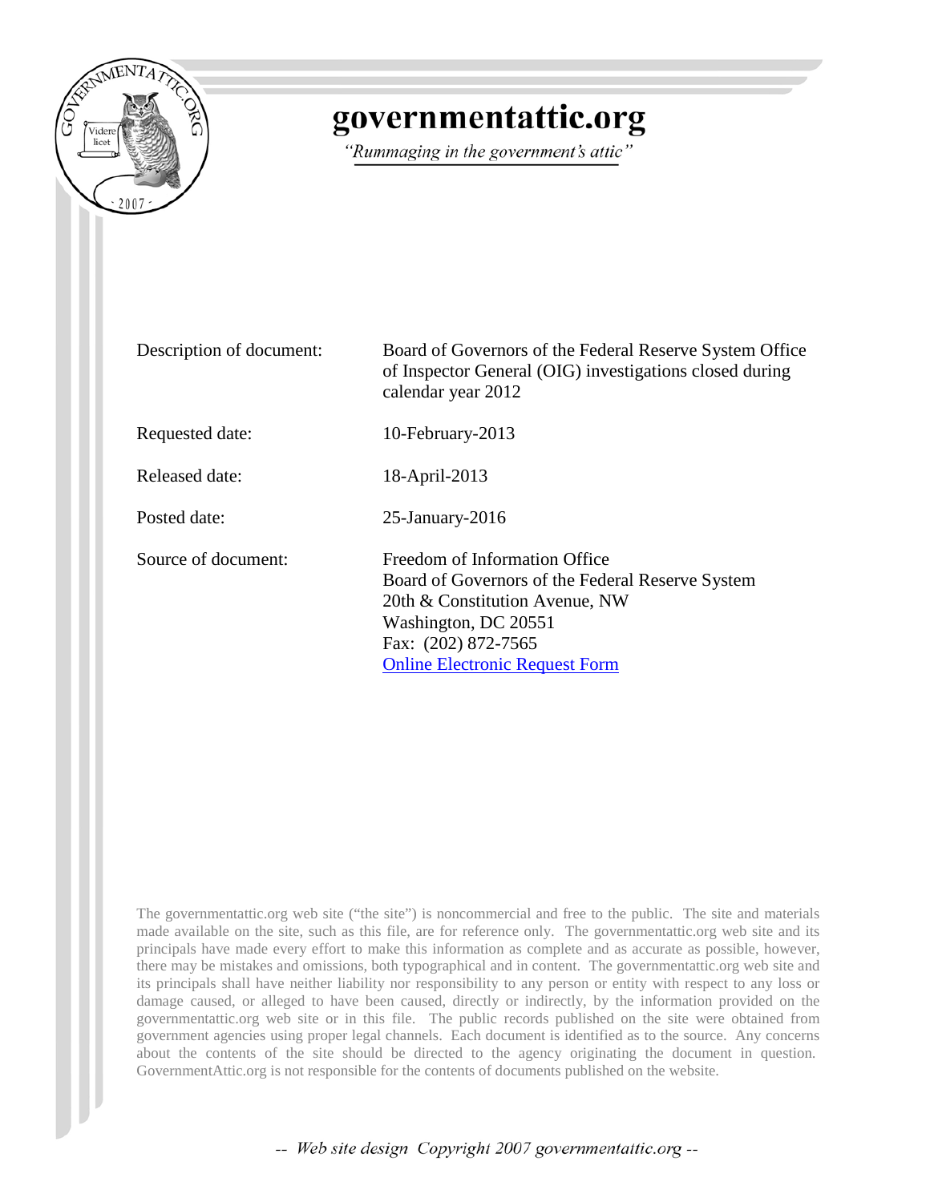# governmentattic.org

*"Rummaging in the government's attic"*

| | |
|---|---|
| Description of document: | Board of Governors of the Federal Reserve System Office of Inspector General (OIG) investigations closed during calendar year 2012 |
| Requested date: | 10-February-2013 |
| Released date: | 18-April-2013 |
| Posted date: | 25-January-2016 |
| Source of document: | Freedom of Information Office<br>Board of Governors of the Federal Reserve System<br>20th & Constitution Avenue, NW<br>Washington, DC 20551<br>Fax: (202) 872-7565<br>Online Electronic Request Form |

The governmentattic.org web site ("the site") is noncommercial and free to the public. The site and materials made available on the site, such as this file, are for reference only. The governmentattic.org web site and its principals have made every effort to make this information as complete and as accurate as possible, however, there may be mistakes and omissions, both typographical and in content. The governmentattic.org web site and its principals shall have neither liability nor responsibility to any person or entity with respect to any loss or damage caused, or alleged to have been caused, directly or indirectly, by the information provided on the governmentattic.org web site or in this file. The public records published on the site were obtained from government agencies using proper legal channels. Each document is identified as to the source. Any concerns about the contents of the site should be directed to the agency originating the document in question. GovernmentAttic.org is not responsible for the contents of documents published on the website.

-- Web site design Copyright 2007 governmentattic.org --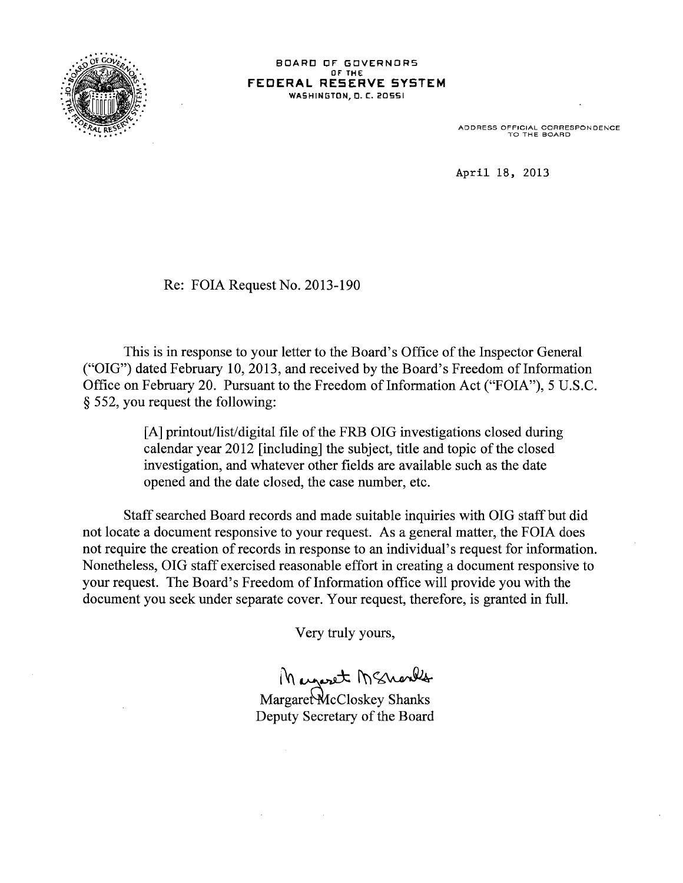BOARD OF GOVERNORS
OF THE
**FEDERAL RESERVE SYSTEM**
WASHINGTON, D. C. 20551

ADDRESS OFFICIAL CORRESPONDENCE
TO THE BOARD

April 18, 2013

Re: FOIA Request No. 2013-190

This is in response to your letter to the Board's Office of the Inspector General ("OIG") dated February 10, 2013, and received by the Board's Freedom of Information Office on February 20. Pursuant to the Freedom of Information Act ("FOIA"), 5 U.S.C. § 552, you request the following:

> [A] printout/list/digital file of the FRB OIG investigations closed during calendar year 2012 [including] the subject, title and topic of the closed investigation, and whatever other fields are available such as the date opened and the date closed, the case number, etc.

Staff searched Board records and made suitable inquiries with OIG staff but did not locate a document responsive to your request. As a general matter, the FOIA does not require the creation of records in response to an individual's request for information. Nonetheless, OIG staff exercised reasonable effort in creating a document responsive to your request. The Board's Freedom of Information office will provide you with the document you seek under separate cover. Your request, therefore, is granted in full.

Very truly yours,

Margaret McCloskey Shanks
Deputy Secretary of the Board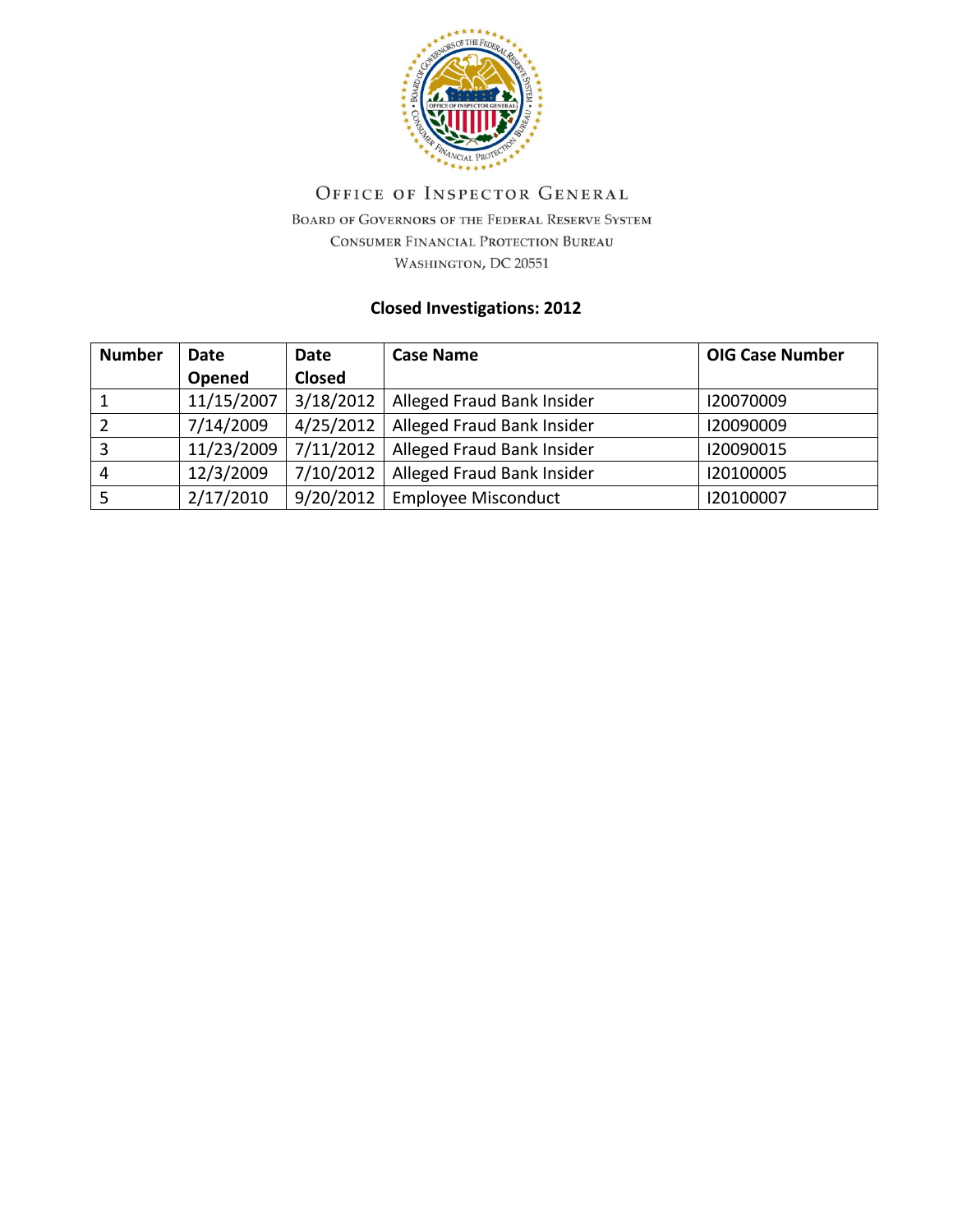Office of Inspector General

Board of Governors of the Federal Reserve System

Consumer Financial Protection Bureau

Washington, DC 20551

## Closed Investigations: 2012

| Number | Date Opened | Date Closed | Case Name | OIG Case Number |
|---|---|---|---|---|
| 1 | 11/15/2007 | 3/18/2012 | Alleged Fraud Bank Insider | I20070009 |
| 2 | 7/14/2009 | 4/25/2012 | Alleged Fraud Bank Insider | I20090009 |
| 3 | 11/23/2009 | 7/11/2012 | Alleged Fraud Bank Insider | I20090015 |
| 4 | 12/3/2009 | 7/10/2012 | Alleged Fraud Bank Insider | I20100005 |
| 5 | 2/17/2010 | 9/20/2012 | Employee Misconduct | I20100007 |